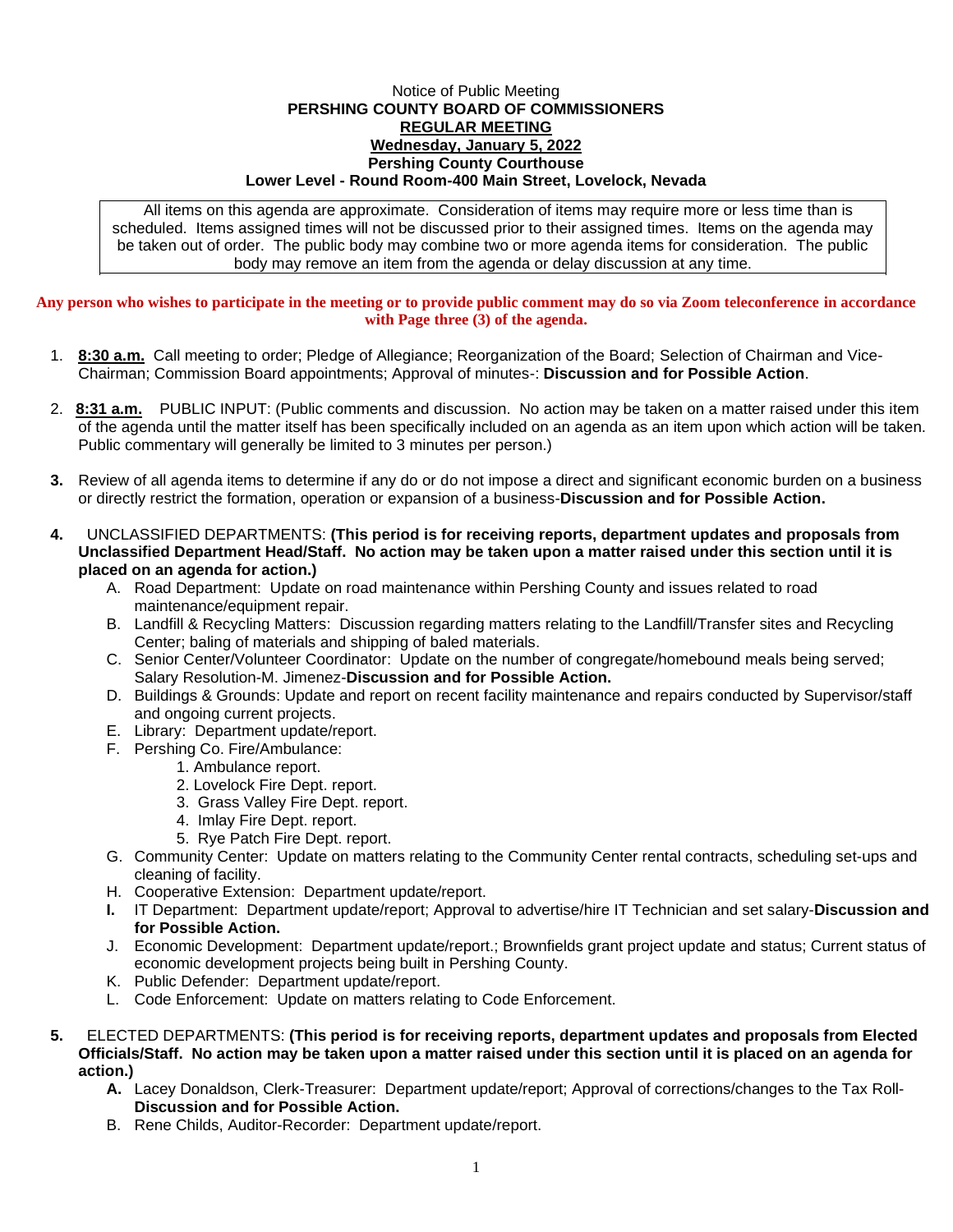Notice of Public Meeting

**PERSHING COUNTY BOARD OF COMMISSIONERS**

**REGULAR MEETING**

**Wednesday, January 5, 2022**

**Pershing County Courthouse**

**Lower Level - Round Room-400 Main Street, Lovelock, Nevada**

All items on this agenda are approximate. Consideration of items may require more or less time than is scheduled. Items assigned times will not be discussed prior to their assigned times. Items on the agenda may be taken out of order. The public body may combine two or more agenda items for consideration. The public body may remove an item from the agenda or delay discussion at any time.

**Any person who wishes to participate in the meeting or to provide public comment may do so via Zoom teleconference in accordance with Page three (3) of the agenda.**

1. **8:30 a.m.** Call meeting to order; Pledge of Allegiance; Reorganization of the Board; Selection of Chairman and Vice-Chairman; Commission Board appointments; Approval of minutes-: **Discussion and for Possible Action**.

2. **8:31 a.m.** PUBLIC INPUT: (Public comments and discussion. No action may be taken on a matter raised under this item of the agenda until the matter itself has been specifically included on an agenda as an item upon which action will be taken. Public commentary will generally be limited to 3 minutes per person.)

3. Review of all agenda items to determine if any do or do not impose a direct and significant economic burden on a business or directly restrict the formation, operation or expansion of a business-**Discussion and for Possible Action.**

4. UNCLASSIFIED DEPARTMENTS: **(This period is for receiving reports, department updates and proposals from Unclassified Department Head/Staff. No action may be taken upon a matter raised under this section until it is placed on an agenda for action.)**
   - A. Road Department: Update on road maintenance within Pershing County and issues related to road maintenance/equipment repair.
   - B. Landfill & Recycling Matters: Discussion regarding matters relating to the Landfill/Transfer sites and Recycling Center; baling of materials and shipping of baled materials.
   - C. Senior Center/Volunteer Coordinator: Update on the number of congregate/homebound meals being served; Salary Resolution-M. Jimenez-**Discussion and for Possible Action.**
   - D. Buildings & Grounds: Update and report on recent facility maintenance and repairs conducted by Supervisor/staff and ongoing current projects.
   - E. Library: Department update/report.
   - F. Pershing Co. Fire/Ambulance:
     1. Ambulance report.
     2. Lovelock Fire Dept. report.
     3. Grass Valley Fire Dept. report.
     4. Imlay Fire Dept. report.
     5. Rye Patch Fire Dept. report.
   - G. Community Center: Update on matters relating to the Community Center rental contracts, scheduling set-ups and cleaning of facility.
   - H. Cooperative Extension: Department update/report.
   - **I.** IT Department: Department update/report; Approval to advertise/hire IT Technician and set salary-**Discussion and for Possible Action.**
   - J. Economic Development: Department update/report.; Brownfields grant project update and status; Current status of economic development projects being built in Pershing County.
   - K. Public Defender: Department update/report.
   - L. Code Enforcement: Update on matters relating to Code Enforcement.

5. ELECTED DEPARTMENTS: **(This period is for receiving reports, department updates and proposals from Elected Officials/Staff. No action may be taken upon a matter raised under this section until it is placed on an agenda for action.)**
   - **A.** Lacey Donaldson, Clerk-Treasurer: Department update/report; Approval of corrections/changes to the Tax Roll-**Discussion and for Possible Action.**
   - B. Rene Childs, Auditor-Recorder: Department update/report.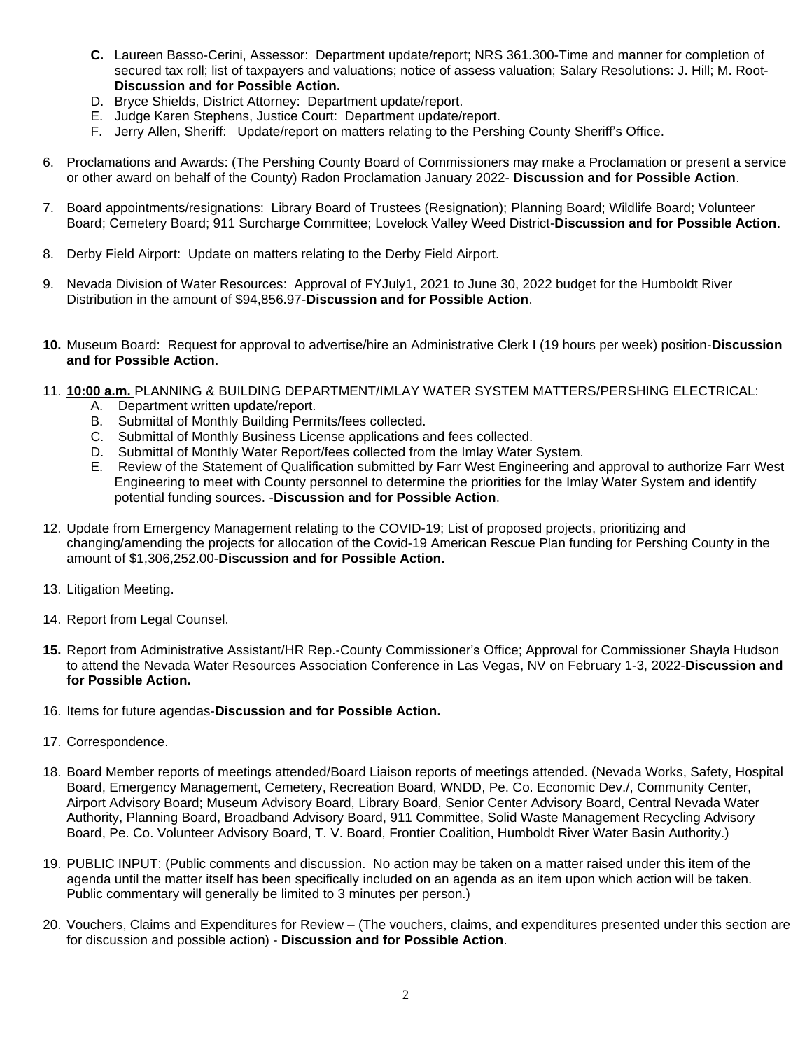- **C.** Laureen Basso-Cerini, Assessor: Department update/report; NRS 361.300-Time and manner for completion of secured tax roll; list of taxpayers and valuations; notice of assess valuation; Salary Resolutions: J. Hill; M. Root-**Discussion and for Possible Action.**
- D. Bryce Shields, District Attorney: Department update/report.
- E. Judge Karen Stephens, Justice Court: Department update/report.
- F. Jerry Allen, Sheriff: Update/report on matters relating to the Pershing County Sheriff's Office.

6. Proclamations and Awards: (The Pershing County Board of Commissioners may make a Proclamation or present a service or other award on behalf of the County) Radon Proclamation January 2022- **Discussion and for Possible Action**.

7. Board appointments/resignations: Library Board of Trustees (Resignation); Planning Board; Wildlife Board; Volunteer Board; Cemetery Board; 911 Surcharge Committee; Lovelock Valley Weed District-**Discussion and for Possible Action**.

8. Derby Field Airport: Update on matters relating to the Derby Field Airport.

9. Nevada Division of Water Resources: Approval of FYJuly1, 2021 to June 30, 2022 budget for the Humboldt River Distribution in the amount of $94,856.97-**Discussion and for Possible Action**.

**10.** Museum Board: Request for approval to advertise/hire an Administrative Clerk I (19 hours per week) position-**Discussion and for Possible Action.**

11. **10:00 a.m.** PLANNING & BUILDING DEPARTMENT/IMLAY WATER SYSTEM MATTERS/PERSHING ELECTRICAL:
    - A. Department written update/report.
    - B. Submittal of Monthly Building Permits/fees collected.
    - C. Submittal of Monthly Business License applications and fees collected.
    - D. Submittal of Monthly Water Report/fees collected from the Imlay Water System.
    - E. Review of the Statement of Qualification submitted by Farr West Engineering and approval to authorize Farr West Engineering to meet with County personnel to determine the priorities for the Imlay Water System and identify potential funding sources. -**Discussion and for Possible Action**.

12. Update from Emergency Management relating to the COVID-19; List of proposed projects, prioritizing and changing/amending the projects for allocation of the Covid-19 American Rescue Plan funding for Pershing County in the amount of $1,306,252.00-**Discussion and for Possible Action.**

13. Litigation Meeting.

14. Report from Legal Counsel.

**15.** Report from Administrative Assistant/HR Rep.-County Commissioner's Office; Approval for Commissioner Shayla Hudson to attend the Nevada Water Resources Association Conference in Las Vegas, NV on February 1-3, 2022-**Discussion and for Possible Action.**

16. Items for future agendas-**Discussion and for Possible Action.**

17. Correspondence.

18. Board Member reports of meetings attended/Board Liaison reports of meetings attended. (Nevada Works, Safety, Hospital Board, Emergency Management, Cemetery, Recreation Board, WNDD, Pe. Co. Economic Dev./, Community Center, Airport Advisory Board; Museum Advisory Board, Library Board, Senior Center Advisory Board, Central Nevada Water Authority, Planning Board, Broadband Advisory Board, 911 Committee, Solid Waste Management Recycling Advisory Board, Pe. Co. Volunteer Advisory Board, T. V. Board, Frontier Coalition, Humboldt River Water Basin Authority.)

19. PUBLIC INPUT: (Public comments and discussion. No action may be taken on a matter raised under this item of the agenda until the matter itself has been specifically included on an agenda as an item upon which action will be taken. Public commentary will generally be limited to 3 minutes per person.)

20. Vouchers, Claims and Expenditures for Review – (The vouchers, claims, and expenditures presented under this section are for discussion and possible action) - **Discussion and for Possible Action**.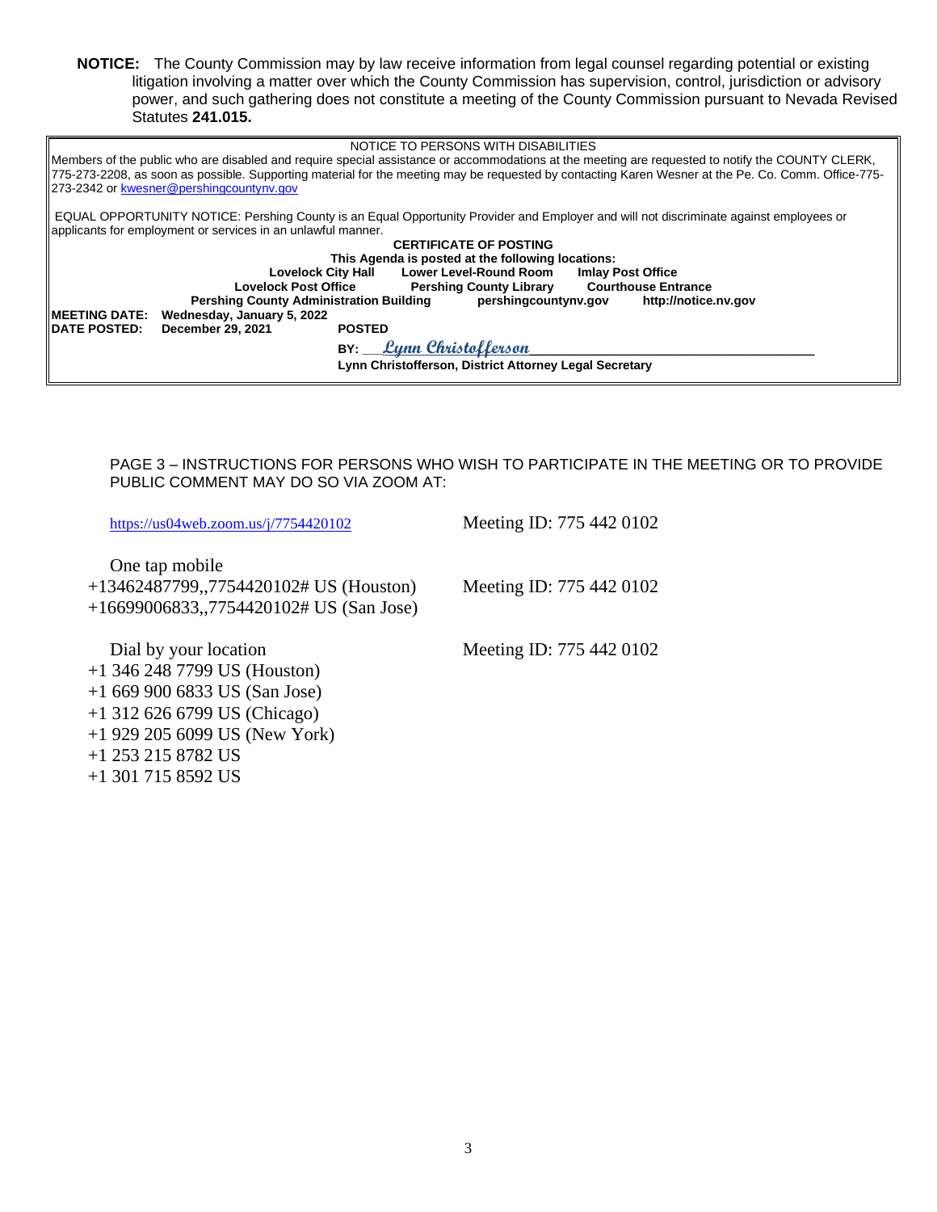**NOTICE:** The County Commission may by law receive information from legal counsel regarding potential or existing litigation involving a matter over which the County Commission has supervision, control, jurisdiction or advisory power, and such gathering does not constitute a meeting of the County Commission pursuant to Nevada Revised Statutes **241.015.**

NOTICE TO PERSONS WITH DISABILITIES

Members of the public who are disabled and require special assistance or accommodations at the meeting are requested to notify the COUNTY CLERK, 775-273-2208, as soon as possible. Supporting material for the meeting may be requested by contacting Karen Wesner at the Pe. Co. Comm. Office-775-273-2342 or kwesner@pershingcountynv.gov

EQUAL OPPORTUNITY NOTICE: Pershing County is an Equal Opportunity Provider and Employer and will not discriminate against employees or applicants for employment or services in an unlawful manner.

**CERTIFICATE OF POSTING**

**This Agenda is posted at the following locations:**

**Lovelock City Hall  Lower Level-Round Room  Imlay Post Office**

**Lovelock Post Office  Pershing County Library  Courthouse Entrance**

**Pershing County Administration Building  pershingcountynv.gov  http://notice.nv.gov**

**MEETING DATE: Wednesday, January 5, 2022**

**DATE POSTED: December 29, 2021  POSTED**

**BY:** *Lynn Christofferson*

**Lynn Christofferson, District Attorney Legal Secretary**

PAGE 3 – INSTRUCTIONS FOR PERSONS WHO WISH TO PARTICIPATE IN THE MEETING OR TO PROVIDE PUBLIC COMMENT MAY DO SO VIA ZOOM AT:

https://us04web.zoom.us/j/7754420102  Meeting ID: 775 442 0102

One tap mobile
+13462487799,,7754420102# US (Houston)  Meeting ID: 775 442 0102
+16699006833,,7754420102# US (San Jose)

Dial by your location  Meeting ID: 775 442 0102
+1 346 248 7799 US (Houston)
+1 669 900 6833 US (San Jose)
+1 312 626 6799 US (Chicago)
+1 929 205 6099 US (New York)
+1 253 215 8782 US
+1 301 715 8592 US